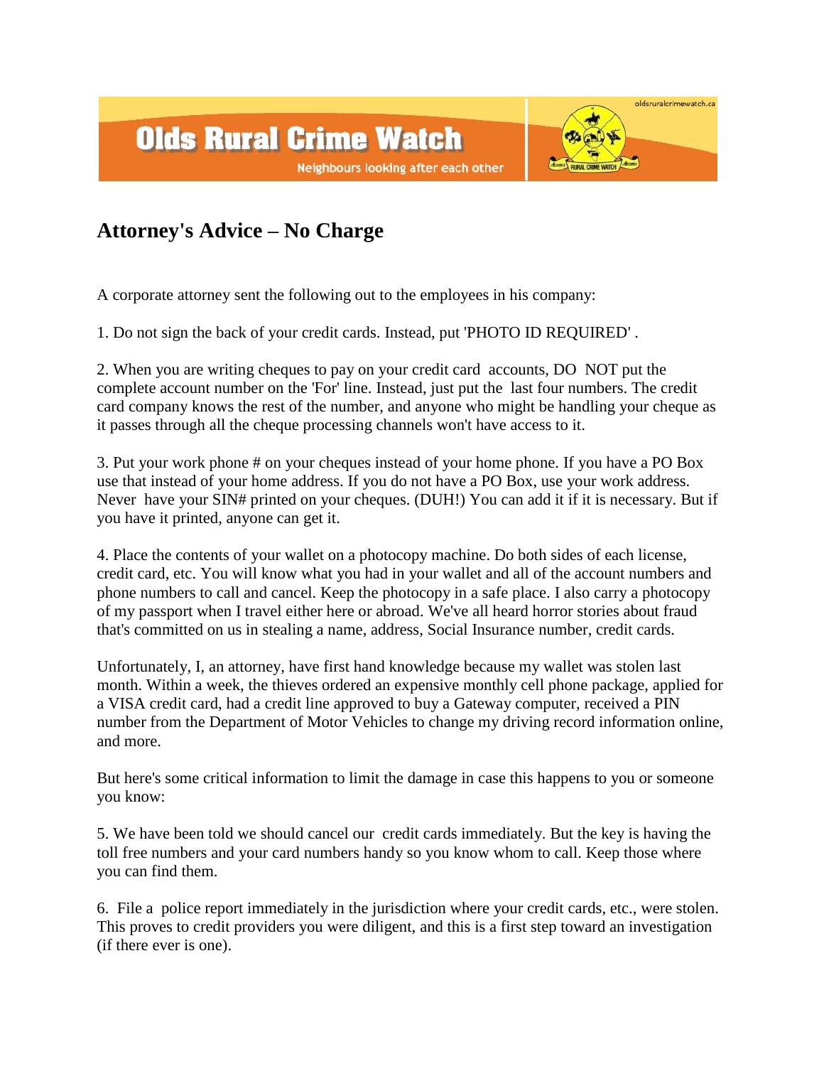# Olds Rural Crime Watch

Neighbours looking after each other

oldsruralcrimewatch.ca

## Attorney's Advice – No Charge

A corporate attorney sent the following out to the employees in his company:

1. Do not sign the back of your credit cards. Instead, put 'PHOTO ID REQUIRED' .

2. When you are writing cheques to pay on your credit card accounts, DO NOT put the complete account number on the 'For' line. Instead, just put the last four numbers. The credit card company knows the rest of the number, and anyone who might be handling your cheque as it passes through all the cheque processing channels won't have access to it.

3. Put your work phone # on your cheques instead of your home phone. If you have a PO Box use that instead of your home address. If you do not have a PO Box, use your work address. Never have your SIN# printed on your cheques. (DUH!) You can add it if it is necessary. But if you have it printed, anyone can get it.

4. Place the contents of your wallet on a photocopy machine. Do both sides of each license, credit card, etc. You will know what you had in your wallet and all of the account numbers and phone numbers to call and cancel. Keep the photocopy in a safe place. I also carry a photocopy of my passport when I travel either here or abroad. We've all heard horror stories about fraud that's committed on us in stealing a name, address, Social Insurance number, credit cards.

Unfortunately, I, an attorney, have first hand knowledge because my wallet was stolen last month. Within a week, the thieves ordered an expensive monthly cell phone package, applied for a VISA credit card, had a credit line approved to buy a Gateway computer, received a PIN number from the Department of Motor Vehicles to change my driving record information online, and more.

But here's some critical information to limit the damage in case this happens to you or someone you know:

5. We have been told we should cancel our credit cards immediately. But the key is having the toll free numbers and your card numbers handy so you know whom to call. Keep those where you can find them.

6. File a police report immediately in the jurisdiction where your credit cards, etc., were stolen. This proves to credit providers you were diligent, and this is a first step toward an investigation (if there ever is one).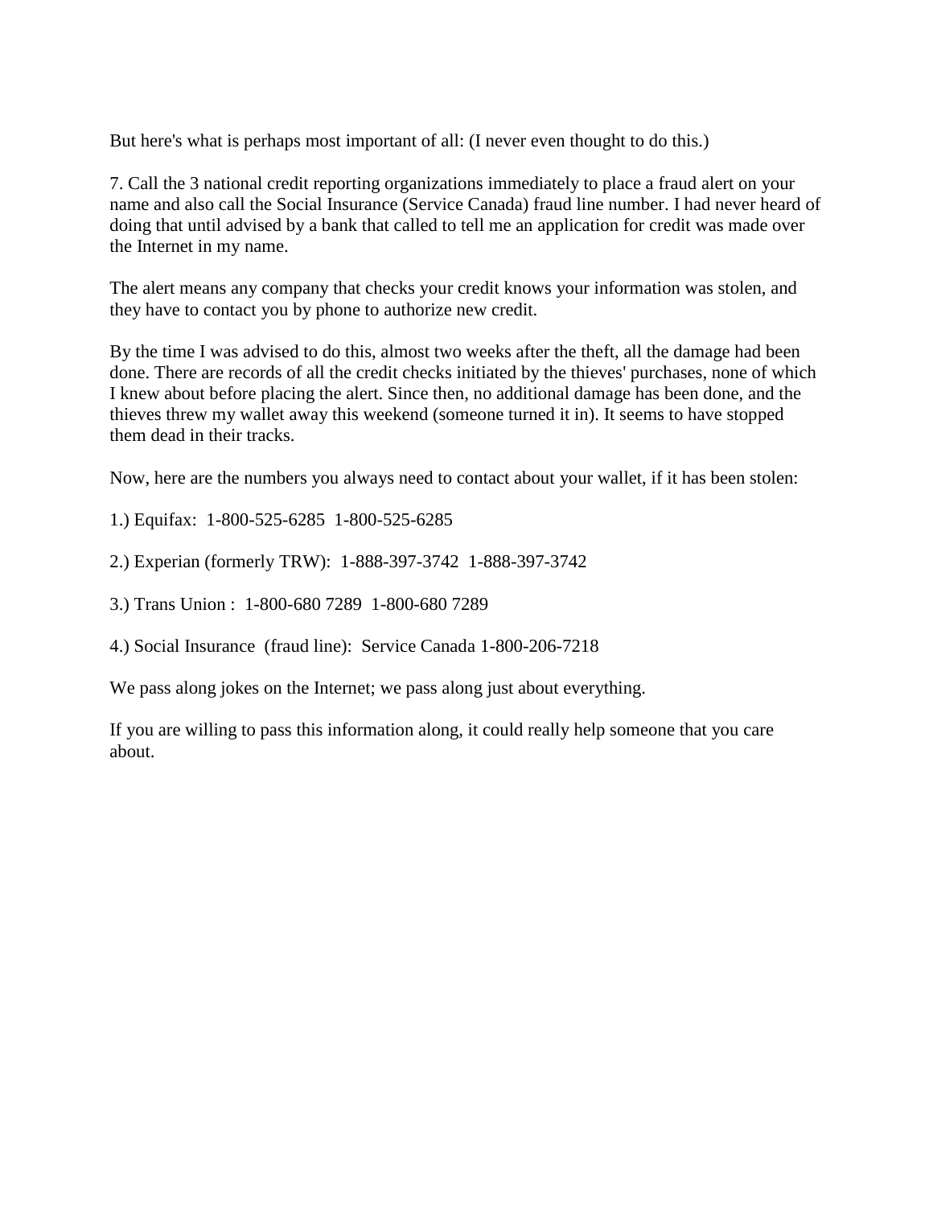But here's what is perhaps most important of all: (I never even thought to do this.)

7. Call the 3 national credit reporting organizations immediately to place a fraud alert on your name and also call the Social Insurance (Service Canada) fraud line number. I had never heard of doing that until advised by a bank that called to tell me an application for credit was made over the Internet in my name.

The alert means any company that checks your credit knows your information was stolen, and they have to contact you by phone to authorize new credit.

By the time I was advised to do this, almost two weeks after the theft, all the damage had been done. There are records of all the credit checks initiated by the thieves' purchases, none of which I knew about before placing the alert. Since then, no additional damage has been done, and the thieves threw my wallet away this weekend (someone turned it in). It seems to have stopped them dead in their tracks.

Now, here are the numbers you always need to contact about your wallet, if it has been stolen:

1.) Equifax:  1-800-525-6285  1-800-525-6285

2.) Experian (formerly TRW):  1-888-397-3742  1-888-397-3742

3.) Trans Union :  1-800-680 7289  1-800-680 7289

4.) Social Insurance  (fraud line):  Service Canada 1-800-206-7218

We pass along jokes on the Internet; we pass along just about everything.

If you are willing to pass this information along, it could really help someone that you care about.